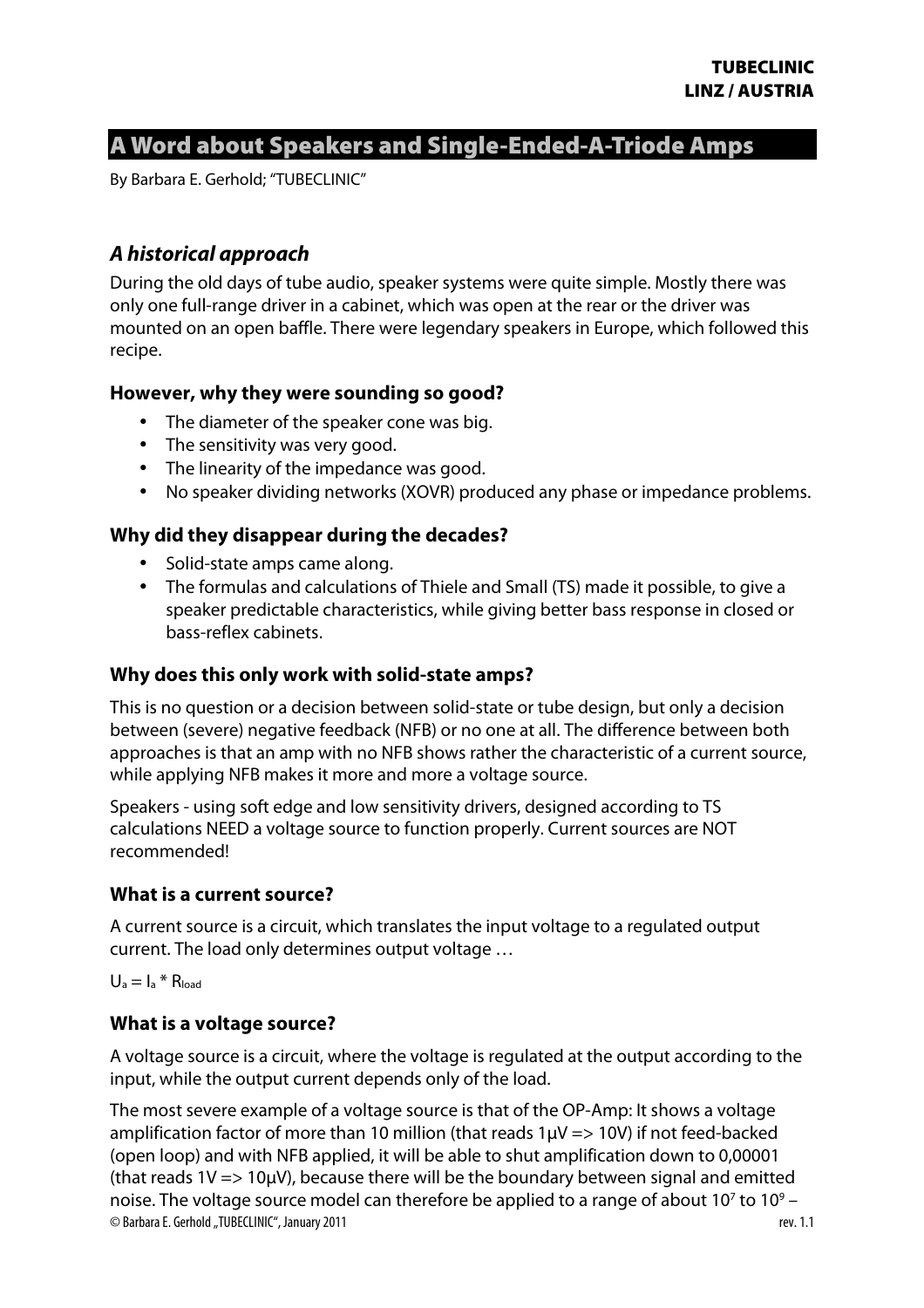TUBECLINIC
LINZ / AUSTRIA

# A Word about Speakers and Single-Ended-A-Triode Amps

By Barbara E. Gerhold; "TUBECLINIC"

## *A historical approach*

During the old days of tube audio, speaker systems were quite simple. Mostly there was only one full-range driver in a cabinet, which was open at the rear or the driver was mounted on an open baffle. There were legendary speakers in Europe, which followed this recipe.

### However, why they were sounding so good?

- The diameter of the speaker cone was big.
- The sensitivity was very good.
- The linearity of the impedance was good.
- No speaker dividing networks (XOVR) produced any phase or impedance problems.

### Why did they disappear during the decades?

- Solid-state amps came along.
- The formulas and calculations of Thiele and Small (TS) made it possible, to give a speaker predictable characteristics, while giving better bass response in closed or bass-reflex cabinets.

### Why does this only work with solid-state amps?

This is no question or a decision between solid-state or tube design, but only a decision between (severe) negative feedback (NFB) or no one at all. The difference between both approaches is that an amp with no NFB shows rather the characteristic of a current source, while applying NFB makes it more and more a voltage source.

Speakers - using soft edge and low sensitivity drivers, designed according to TS calculations NEED a voltage source to function properly. Current sources are NOT recommended!

### What is a current source?

A current source is a circuit, which translates the input voltage to a regulated output current. The load only determines output voltage …

$U_a = I_a * R_{load}$

### What is a voltage source?

A voltage source is a circuit, where the voltage is regulated at the output according to the input, while the output current depends only of the load.

The most severe example of a voltage source is that of the OP-Amp: It shows a voltage amplification factor of more than 10 million (that reads 1µV => 10V) if not feed-backed (open loop) and with NFB applied, it will be able to shut amplification down to 0,00001 (that reads 1V => 10µV), because there will be the boundary between signal and emitted noise. The voltage source model can therefore be applied to a range of about $10^7$ to $10^9$ –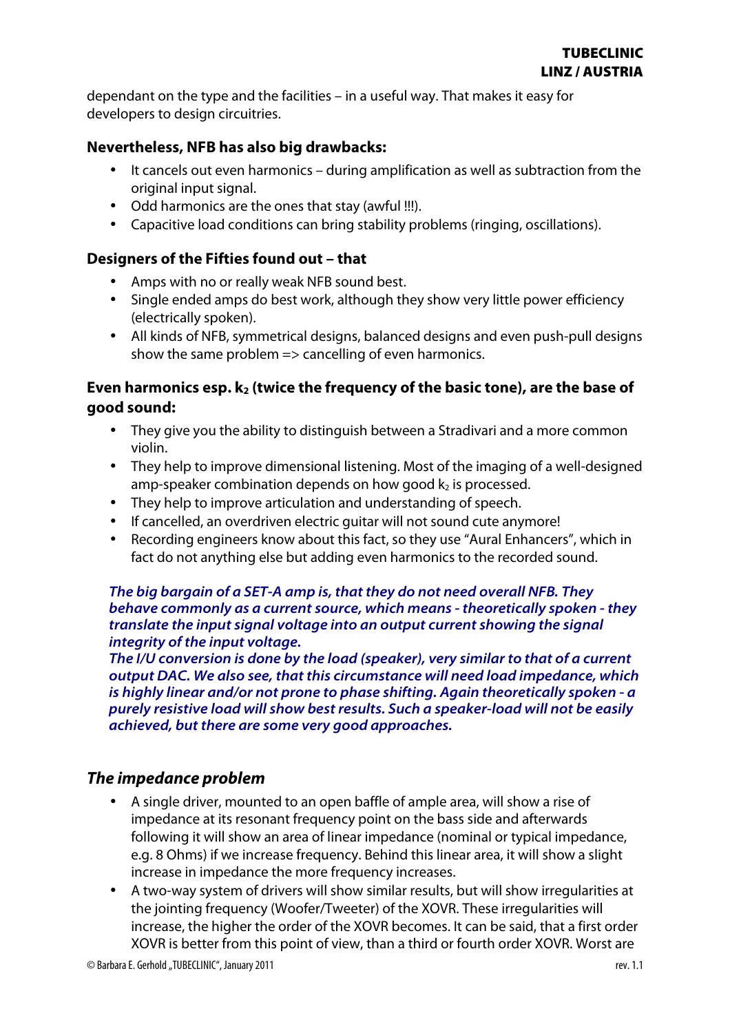dependant on the type and the facilities – in a useful way. That makes it easy for developers to design circuitries.

### Nevertheless, NFB has also big drawbacks:

- It cancels out even harmonics – during amplification as well as subtraction from the original input signal.
- Odd harmonics are the ones that stay (awful !!!).
- Capacitive load conditions can bring stability problems (ringing, oscillations).

### Designers of the Fifties found out – that

- Amps with no or really weak NFB sound best.
- Single ended amps do best work, although they show very little power efficiency (electrically spoken).
- All kinds of NFB, symmetrical designs, balanced designs and even push-pull designs show the same problem => cancelling of even harmonics.

### Even harmonics esp. $k_2$ (twice the frequency of the basic tone), are the base of good sound:

- They give you the ability to distinguish between a Stradivari and a more common violin.
- They help to improve dimensional listening. Most of the imaging of a well-designed amp-speaker combination depends on how good $k_2$ is processed.
- They help to improve articulation and understanding of speech.
- If cancelled, an overdriven electric guitar will not sound cute anymore!
- Recording engineers know about this fact, so they use "Aural Enhancers", which in fact do not anything else but adding even harmonics to the recorded sound.

***The big bargain of a SET-A amp is, that they do not need overall NFB. They behave commonly as a current source, which means - theoretically spoken - they translate the input signal voltage into an output current showing the signal integrity of the input voltage.***
***The I/U conversion is done by the load (speaker), very similar to that of a current output DAC. We also see, that this circumstance will need load impedance, which is highly linear and/or not prone to phase shifting. Again theoretically spoken - a purely resistive load will show best results. Such a speaker-load will not be easily achieved, but there are some very good approaches.***

## *The impedance problem*

- A single driver, mounted to an open baffle of ample area, will show a rise of impedance at its resonant frequency point on the bass side and afterwards following it will show an area of linear impedance (nominal or typical impedance, e.g. 8 Ohms) if we increase frequency. Behind this linear area, it will show a slight increase in impedance the more frequency increases.
- A two-way system of drivers will show similar results, but will show irregularities at the jointing frequency (Woofer/Tweeter) of the XOVR. These irregularities will increase, the higher the order of the XOVR becomes. It can be said, that a first order XOVR is better from this point of view, than a third or fourth order XOVR. Worst are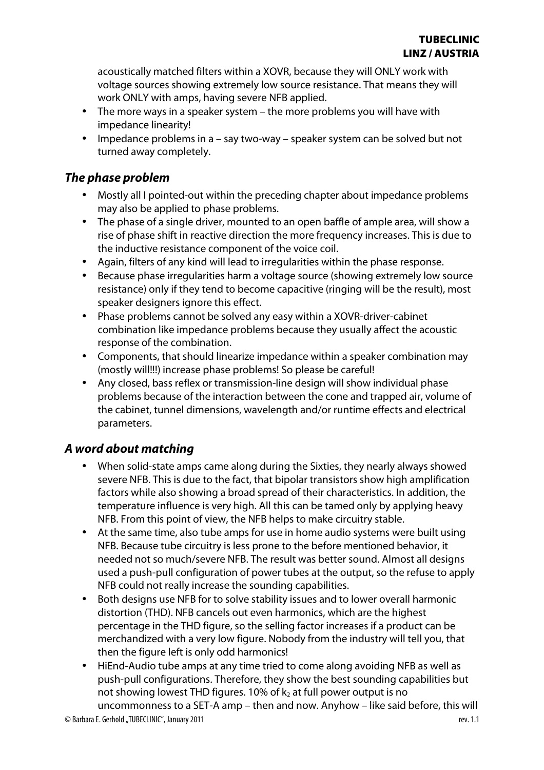acoustically matched filters within a XOVR, because they will ONLY work with voltage sources showing extremely low source resistance. That means they will work ONLY with amps, having severe NFB applied.

- The more ways in a speaker system – the more problems you will have with impedance linearity!
- Impedance problems in a – say two-way – speaker system can be solved but not turned away completely.

### *The phase problem*

- Mostly all I pointed-out within the preceding chapter about impedance problems may also be applied to phase problems.
- The phase of a single driver, mounted to an open baffle of ample area, will show a rise of phase shift in reactive direction the more frequency increases. This is due to the inductive resistance component of the voice coil.
- Again, filters of any kind will lead to irregularities within the phase response.
- Because phase irregularities harm a voltage source (showing extremely low source resistance) only if they tend to become capacitive (ringing will be the result), most speaker designers ignore this effect.
- Phase problems cannot be solved any easy within a XOVR-driver-cabinet combination like impedance problems because they usually affect the acoustic response of the combination.
- Components, that should linearize impedance within a speaker combination may (mostly will!!!) increase phase problems! So please be careful!
- Any closed, bass reflex or transmission-line design will show individual phase problems because of the interaction between the cone and trapped air, volume of the cabinet, tunnel dimensions, wavelength and/or runtime effects and electrical parameters.

### *A word about matching*

- When solid-state amps came along during the Sixties, they nearly always showed severe NFB. This is due to the fact, that bipolar transistors show high amplification factors while also showing a broad spread of their characteristics. In addition, the temperature influence is very high. All this can be tamed only by applying heavy NFB. From this point of view, the NFB helps to make circuitry stable.
- At the same time, also tube amps for use in home audio systems were built using NFB. Because tube circuitry is less prone to the before mentioned behavior, it needed not so much/severe NFB. The result was better sound. Almost all designs used a push-pull configuration of power tubes at the output, so the refuse to apply NFB could not really increase the sounding capabilities.
- Both designs use NFB for to solve stability issues and to lower overall harmonic distortion (THD). NFB cancels out even harmonics, which are the highest percentage in the THD figure, so the selling factor increases if a product can be merchandized with a very low figure. Nobody from the industry will tell you, that then the figure left is only odd harmonics!
- HiEnd-Audio tube amps at any time tried to come along avoiding NFB as well as push-pull configurations. Therefore, they show the best sounding capabilities but not showing lowest THD figures. 10% of $k_2$ at full power output is no uncommonness to a SET-A amp – then and now. Anyhow – like said before, this will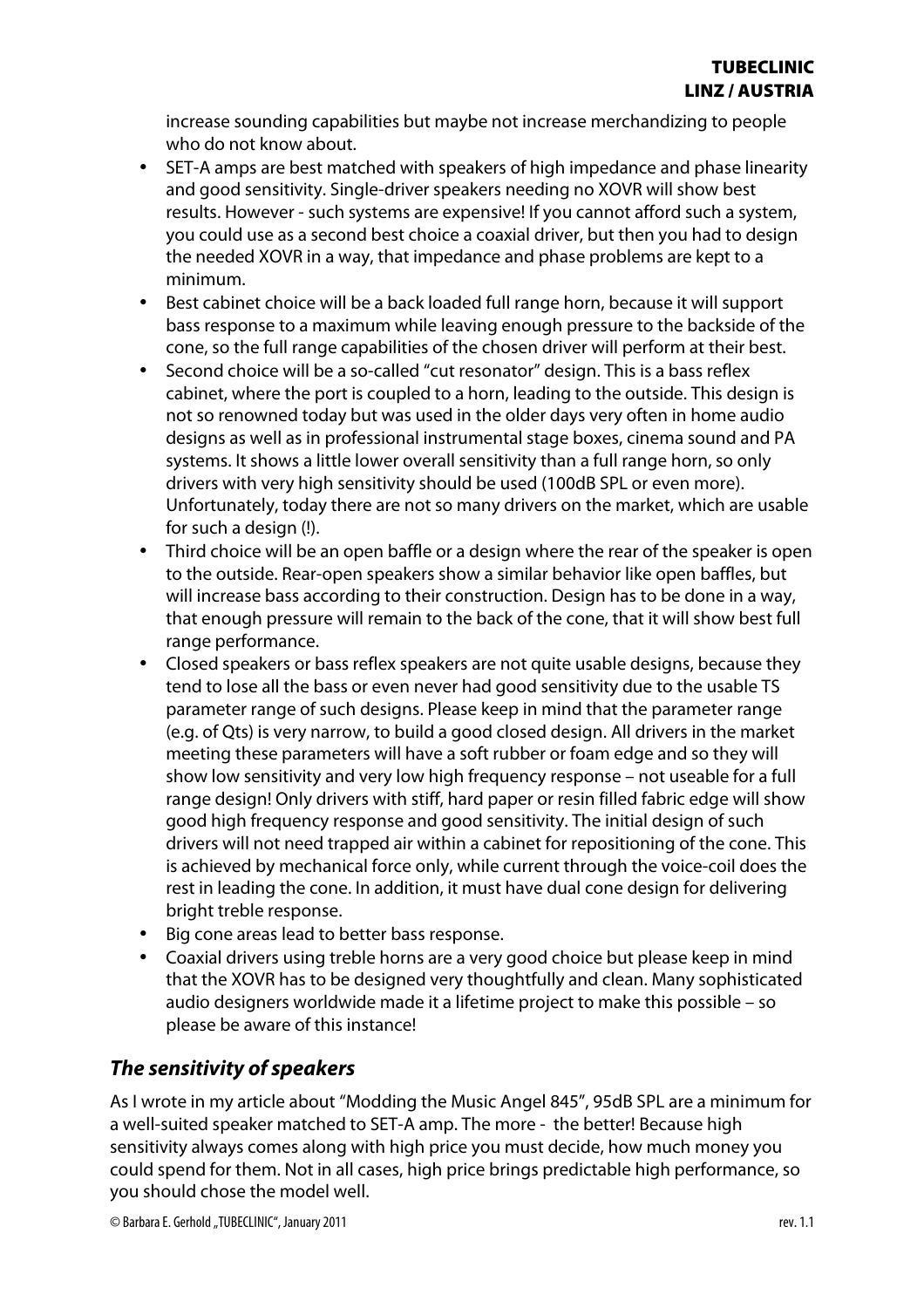increase sounding capabilities but maybe not increase merchandizing to people who do not know about.

- SET-A amps are best matched with speakers of high impedance and phase linearity and good sensitivity. Single-driver speakers needing no XOVR will show best results. However - such systems are expensive! If you cannot afford such a system, you could use as a second best choice a coaxial driver, but then you had to design the needed XOVR in a way, that impedance and phase problems are kept to a minimum.
- Best cabinet choice will be a back loaded full range horn, because it will support bass response to a maximum while leaving enough pressure to the backside of the cone, so the full range capabilities of the chosen driver will perform at their best.
- Second choice will be a so-called "cut resonator" design. This is a bass reflex cabinet, where the port is coupled to a horn, leading to the outside. This design is not so renowned today but was used in the older days very often in home audio designs as well as in professional instrumental stage boxes, cinema sound and PA systems. It shows a little lower overall sensitivity than a full range horn, so only drivers with very high sensitivity should be used (100dB SPL or even more). Unfortunately, today there are not so many drivers on the market, which are usable for such a design (!).
- Third choice will be an open baffle or a design where the rear of the speaker is open to the outside. Rear-open speakers show a similar behavior like open baffles, but will increase bass according to their construction. Design has to be done in a way, that enough pressure will remain to the back of the cone, that it will show best full range performance.
- Closed speakers or bass reflex speakers are not quite usable designs, because they tend to lose all the bass or even never had good sensitivity due to the usable TS parameter range of such designs. Please keep in mind that the parameter range (e.g. of Qts) is very narrow, to build a good closed design. All drivers in the market meeting these parameters will have a soft rubber or foam edge and so they will show low sensitivity and very low high frequency response – not useable for a full range design! Only drivers with stiff, hard paper or resin filled fabric edge will show good high frequency response and good sensitivity. The initial design of such drivers will not need trapped air within a cabinet for repositioning of the cone. This is achieved by mechanical force only, while current through the voice-coil does the rest in leading the cone. In addition, it must have dual cone design for delivering bright treble response.
- Big cone areas lead to better bass response.
- Coaxial drivers using treble horns are a very good choice but please keep in mind that the XOVR has to be designed very thoughtfully and clean. Many sophisticated audio designers worldwide made it a lifetime project to make this possible – so please be aware of this instance!

## *The sensitivity of speakers*

As I wrote in my article about "Modding the Music Angel 845", 95dB SPL are a minimum for a well-suited speaker matched to SET-A amp. The more - the better! Because high sensitivity always comes along with high price you must decide, how much money you could spend for them. Not in all cases, high price brings predictable high performance, so you should chose the model well.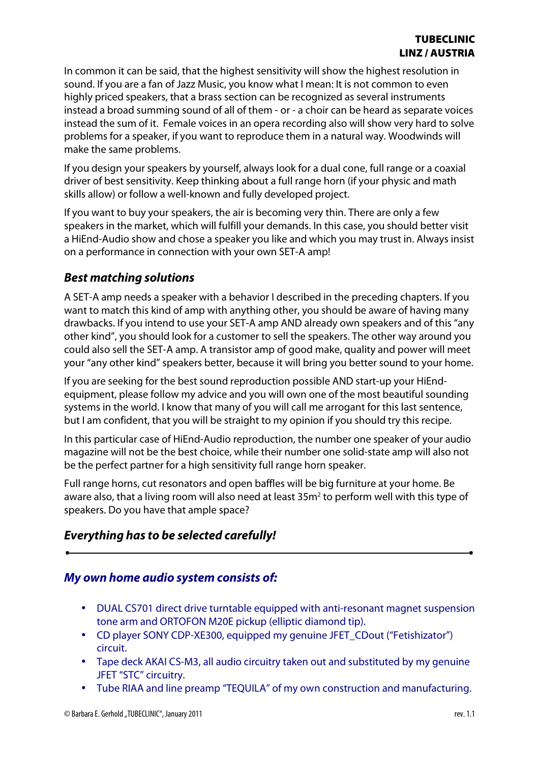In common it can be said, that the highest sensitivity will show the highest resolution in sound. If you are a fan of Jazz Music, you know what I mean: It is not common to even highly priced speakers, that a brass section can be recognized as several instruments instead a broad summing sound of all of them - or - a choir can be heard as separate voices instead the sum of it. Female voices in an opera recording also will show very hard to solve problems for a speaker, if you want to reproduce them in a natural way. Woodwinds will make the same problems.

If you design your speakers by yourself, always look for a dual cone, full range or a coaxial driver of best sensitivity. Keep thinking about a full range horn (if your physic and math skills allow) or follow a well-known and fully developed project.

If you want to buy your speakers, the air is becoming very thin. There are only a few speakers in the market, which will fulfill your demands. In this case, you should better visit a HiEnd-Audio show and chose a speaker you like and which you may trust in. Always insist on a performance in connection with your own SET-A amp!

### *Best matching solutions*

A SET-A amp needs a speaker with a behavior I described in the preceding chapters. If you want to match this kind of amp with anything other, you should be aware of having many drawbacks. If you intend to use your SET-A amp AND already own speakers and of this "any other kind", you should look for a customer to sell the speakers. The other way around you could also sell the SET-A amp. A transistor amp of good make, quality and power will meet your "any other kind" speakers better, because it will bring you better sound to your home.

If you are seeking for the best sound reproduction possible AND start-up your HiEnd-equipment, please follow my advice and you will own one of the most beautiful sounding systems in the world. I know that many of you will call me arrogant for this last sentence, but I am confident, that you will be straight to my opinion if you should try this recipe.

In this particular case of HiEnd-Audio reproduction, the number one speaker of your audio magazine will not be the best choice, while their number one solid-state amp will also not be the perfect partner for a high sensitivity full range horn speaker.

Full range horns, cut resonators and open baffles will be big furniture at your home. Be aware also, that a living room will also need at least 35m$^2$ to perform well with this type of speakers. Do you have that ample space?

### *Everything has to be selected carefully!*

---

### *My own home audio system consists of:*

- DUAL CS701 direct drive turntable equipped with anti-resonant magnet suspension tone arm and ORTOFON M20E pickup (elliptic diamond tip).
- CD player SONY CDP-XE300, equipped my genuine JFET_CDout ("Fetishizator") circuit.
- Tape deck AKAI CS-M3, all audio circuitry taken out and substituted by my genuine JFET "STC" circuitry.
- Tube RIAA and line preamp "TEQUILA" of my own construction and manufacturing.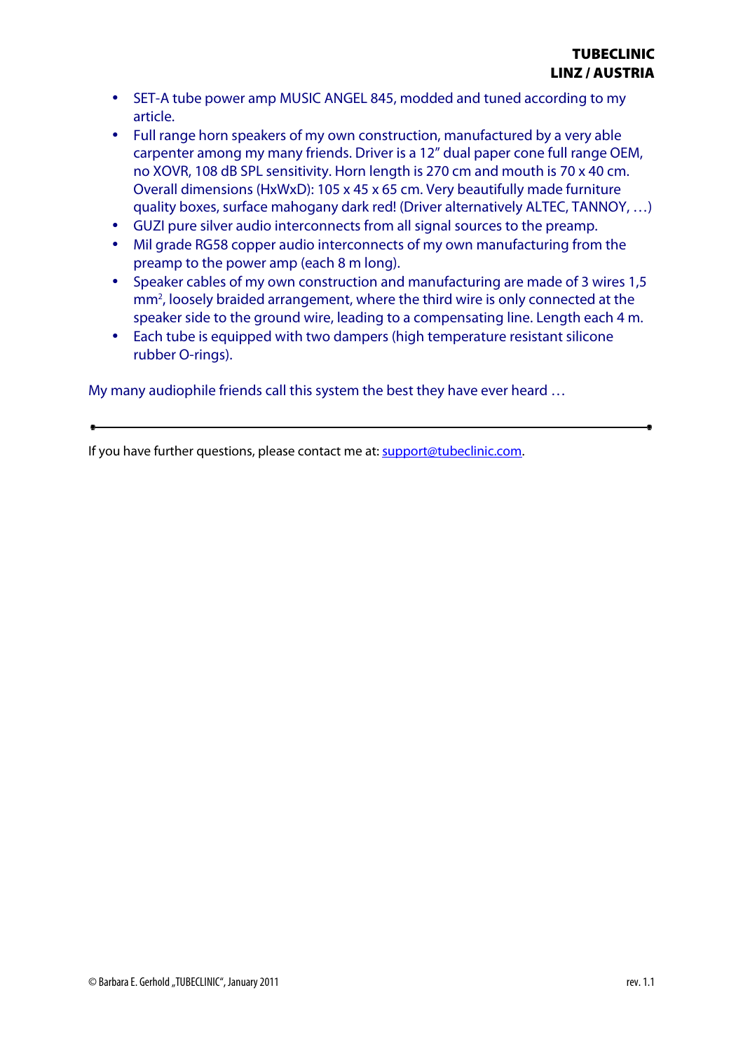- SET-A tube power amp MUSIC ANGEL 845, modded and tuned according to my article.
- Full range horn speakers of my own construction, manufactured by a very able carpenter among my many friends. Driver is a 12" dual paper cone full range OEM, no XOVR, 108 dB SPL sensitivity. Horn length is 270 cm and mouth is 70 x 40 cm. Overall dimensions (HxWxD): 105 x 45 x 65 cm. Very beautifully made furniture quality boxes, surface mahogany dark red! (Driver alternatively ALTEC, TANNOY, …)
- GUZI pure silver audio interconnects from all signal sources to the preamp.
- Mil grade RG58 copper audio interconnects of my own manufacturing from the preamp to the power amp (each 8 m long).
- Speaker cables of my own construction and manufacturing are made of 3 wires 1,5 $mm^2$, loosely braided arrangement, where the third wire is only connected at the speaker side to the ground wire, leading to a compensating line. Length each 4 m.
- Each tube is equipped with two dampers (high temperature resistant silicone rubber O-rings).

My many audiophile friends call this system the best they have ever heard …

---

If you have further questions, please contact me at: support@tubeclinic.com.